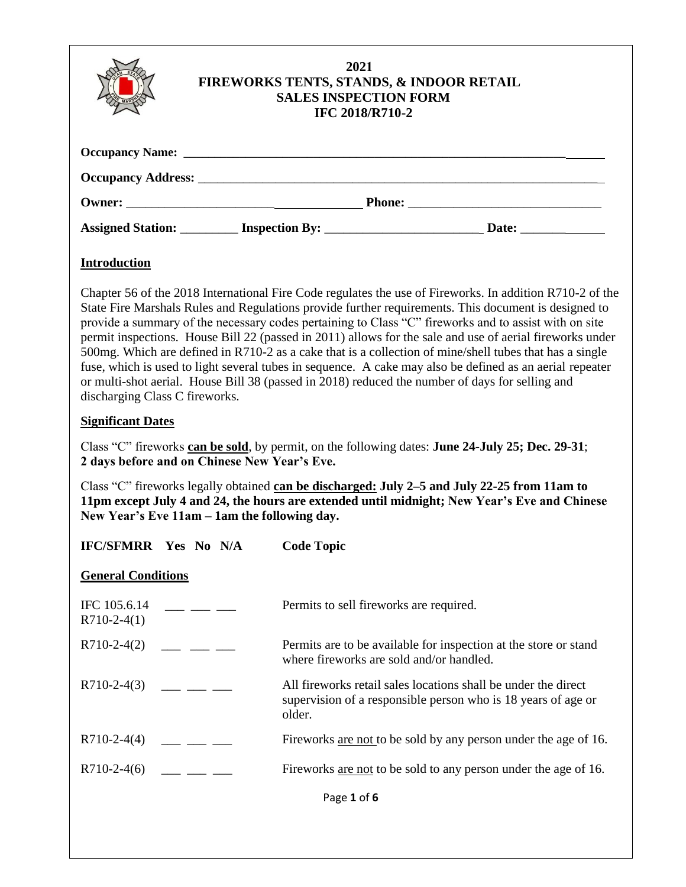# 2021
# FIREWORKS TENTS, STANDS, & INDOOR RETAIL SALES INSPECTION FORM
## IFC 2018/R710-2

**Occupancy Name:** ___________________________________________________________

**Occupancy Address:** ________________________________________________________

**Owner:** ___________________________________ **Phone:** ____________________________

**Assigned Station:** _________ **Inspection By:** ________________________ **Date:** ____________

## Introduction

Chapter 56 of the 2018 International Fire Code regulates the use of Fireworks. In addition R710-2 of the State Fire Marshals Rules and Regulations provide further requirements. This document is designed to provide a summary of the necessary codes pertaining to Class "C" fireworks and to assist with on site permit inspections. House Bill 22 (passed in 2011) allows for the sale and use of aerial fireworks under 500mg. Which are defined in R710-2 as a cake that is a collection of mine/shell tubes that has a single fuse, which is used to light several tubes in sequence. A cake may also be defined as an aerial repeater or multi-shot aerial. House Bill 38 (passed in 2018) reduced the number of days for selling and discharging Class C fireworks.

## Significant Dates

Class "C" fireworks **can be sold**, by permit, on the following dates: **June 24-July 25; Dec. 29-31**; **2 days before and on Chinese New Year's Eve.**

Class "C" fireworks legally obtained **can be discharged: July 2–5 and July 22-25 from 11am to 11pm except July 4 and 24, the hours are extended until midnight; New Year's Eve and Chinese New Year's Eve 11am – 1am the following day.**

| IFC/SFMRR | Yes | No | N/A | Code Topic |
|---|---|---|---|---|
| **General Conditions** | | | | |
| IFC 105.6.14 R710-2-4(1) | ___ | ___ | ___ | Permits to sell fireworks are required. |
| R710-2-4(2) | ___ | ___ | ___ | Permits are to be available for inspection at the store or stand where fireworks are sold and/or handled. |
| R710-2-4(3) | ___ | ___ | ___ | All fireworks retail sales locations shall be under the direct supervision of a responsible person who is 18 years of age or older. |
| R710-2-4(4) | ___ | ___ | ___ | Fireworks are not to be sold by any person under the age of 16. |
| R710-2-4(6) | ___ | ___ | ___ | Fireworks are not to be sold to any person under the age of 16. |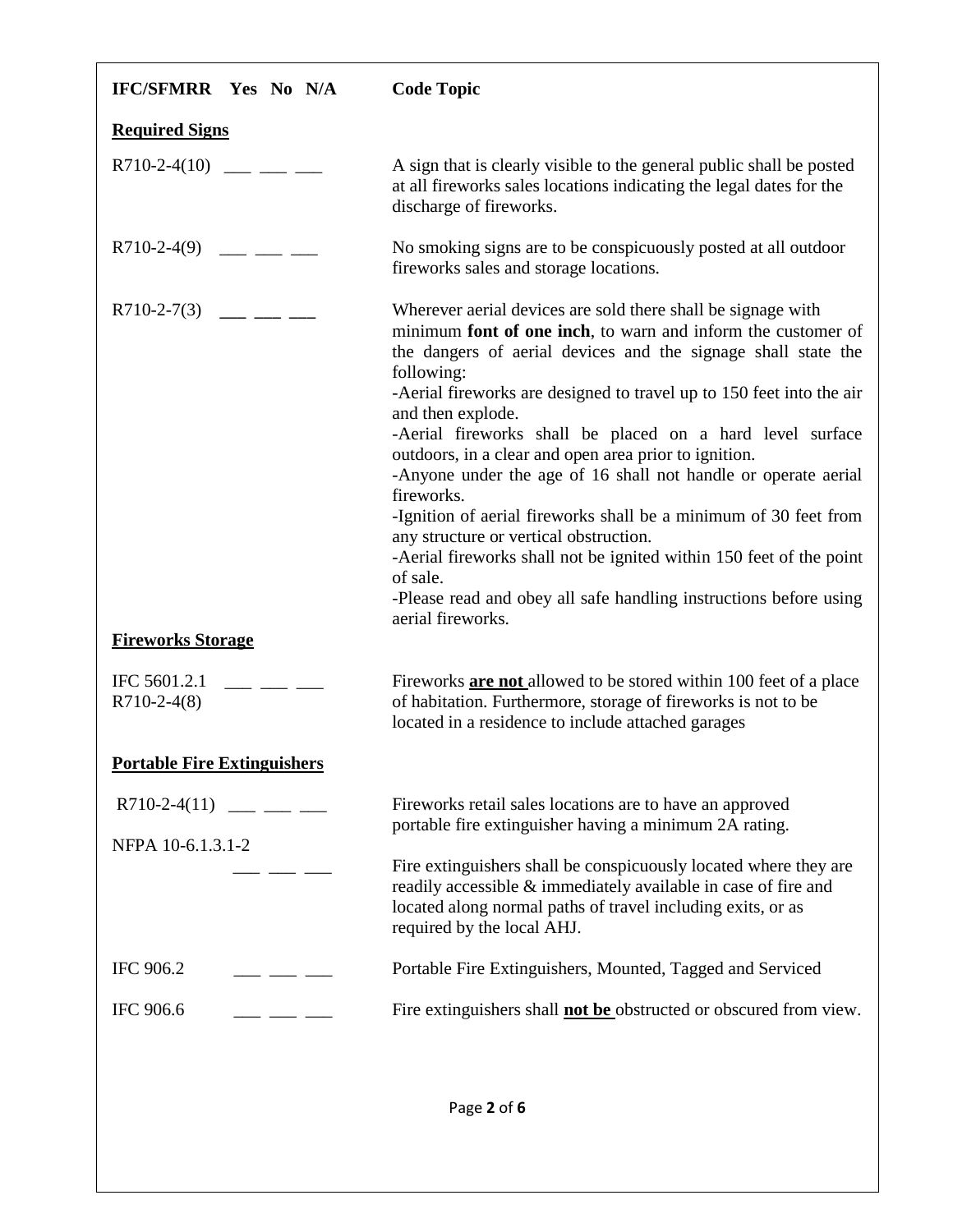| IFC/SFMRR | Yes | No | N/A | Code Topic |
|---|---|---|---|---|
| **Required Signs** | | | | |
| R710-2-4(10) | ___ | ___ | ___ | A sign that is clearly visible to the general public shall be posted at all fireworks sales locations indicating the legal dates for the discharge of fireworks. |
| R710-2-4(9) | ___ | ___ | ___ | No smoking signs are to be conspicuously posted at all outdoor fireworks sales and storage locations. |
| R710-2-7(3) | ___ | ___ | ___ | Wherever aerial devices are sold there shall be signage with minimum **font of one inch**, to warn and inform the customer of the dangers of aerial devices and the signage shall state the following:<br>-Aerial fireworks are designed to travel up to 150 feet into the air and then explode.<br>-Aerial fireworks shall be placed on a hard level surface outdoors, in a clear and open area prior to ignition.<br>-Anyone under the age of 16 shall not handle or operate aerial fireworks.<br>-Ignition of aerial fireworks shall be a minimum of 30 feet from any structure or vertical obstruction.<br>-Aerial fireworks shall not be ignited within 150 feet of the point of sale.<br>-Please read and obey all safe handling instructions before using aerial fireworks. |
| **Fireworks Storage** | | | | |
| IFC 5601.2.1<br>R710-2-4(8) | ___ | ___ | ___ | Fireworks **are not** allowed to be stored within 100 feet of a place of habitation. Furthermore, storage of fireworks is not to be located in a residence to include attached garages |
| **Portable Fire Extinguishers** | | | | |
| R710-2-4(11) | ___ | ___ | ___ | Fireworks retail sales locations are to have an approved portable fire extinguisher having a minimum 2A rating. |
| NFPA 10-6.1.3.1-2 | ___ | ___ | ___ | Fire extinguishers shall be conspicuously located where they are readily accessible & immediately available in case of fire and located along normal paths of travel including exits, or as required by the local AHJ. |
| IFC 906.2 | ___ | ___ | ___ | Portable Fire Extinguishers, Mounted, Tagged and Serviced |
| IFC 906.6 | ___ | ___ | ___ | Fire extinguishers shall **not be** obstructed or obscured from view. |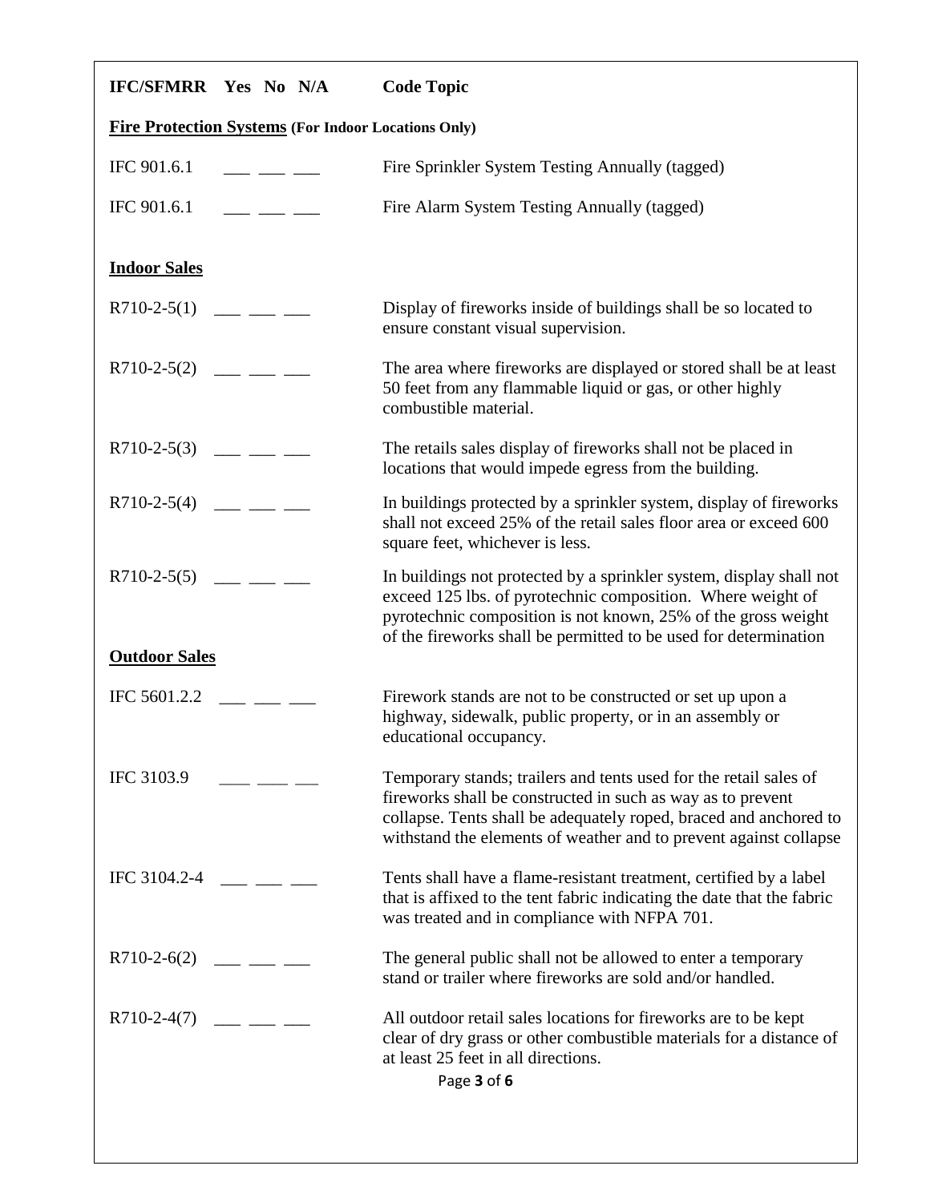| IFC/SFMRR | Yes | No | N/A | Code Topic |
|---|---|---|---|---|
| **Fire Protection Systems (For Indoor Locations Only)** | | | | |
| IFC 901.6.1 | ___ | ___ | ___ | Fire Sprinkler System Testing Annually (tagged) |
| IFC 901.6.1 | ___ | ___ | ___ | Fire Alarm System Testing Annually (tagged) |
| **Indoor Sales** | | | | |
| R710-2-5(1) | ___ | ___ | ___ | Display of fireworks inside of buildings shall be so located to ensure constant visual supervision. |
| R710-2-5(2) | ___ | ___ | ___ | The area where fireworks are displayed or stored shall be at least 50 feet from any flammable liquid or gas, or other highly combustible material. |
| R710-2-5(3) | ___ | ___ | ___ | The retails sales display of fireworks shall not be placed in locations that would impede egress from the building. |
| R710-2-5(4) | ___ | ___ | ___ | In buildings protected by a sprinkler system, display of fireworks shall not exceed 25% of the retail sales floor area or exceed 600 square feet, whichever is less. |
| R710-2-5(5) | ___ | ___ | ___ | In buildings not protected by a sprinkler system, display shall not exceed 125 lbs. of pyrotechnic composition. Where weight of pyrotechnic composition is not known, 25% of the gross weight of the fireworks shall be permitted to be used for determination |
| **Outdoor Sales** | | | | |
| IFC 5601.2.2 | ___ | ___ | ___ | Firework stands are not to be constructed or set up upon a highway, sidewalk, public property, or in an assembly or educational occupancy. |
| IFC 3103.9 | ___ | ___ | ___ | Temporary stands; trailers and tents used for the retail sales of fireworks shall be constructed in such as way as to prevent collapse. Tents shall be adequately roped, braced and anchored to withstand the elements of weather and to prevent against collapse |
| IFC 3104.2-4 | ___ | ___ | ___ | Tents shall have a flame-resistant treatment, certified by a label that is affixed to the tent fabric indicating the date that the fabric was treated and in compliance with NFPA 701. |
| R710-2-6(2) | ___ | ___ | ___ | The general public shall not be allowed to enter a temporary stand or trailer where fireworks are sold and/or handled. |
| R710-2-4(7) | ___ | ___ | ___ | All outdoor retail sales locations for fireworks are to be kept clear of dry grass or other combustible materials for a distance of at least 25 feet in all directions. |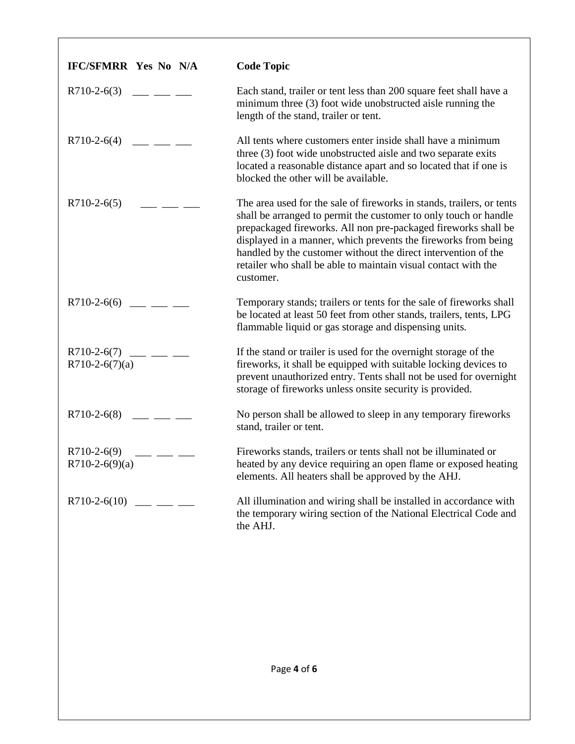| IFC/SFMRR | Yes | No | N/A | Code Topic |
|---|---|---|---|---|
| R710-2-6(3) | ___ | ___ | ___ | Each stand, trailer or tent less than 200 square feet shall have a minimum three (3) foot wide unobstructed aisle running the length of the stand, trailer or tent. |
| R710-2-6(4) | ___ | ___ | ___ | All tents where customers enter inside shall have a minimum three (3) foot wide unobstructed aisle and two separate exits located a reasonable distance apart and so located that if one is blocked the other will be available. |
| R710-2-6(5) | ___ | ___ | ___ | The area used for the sale of fireworks in stands, trailers, or tents shall be arranged to permit the customer to only touch or handle prepackaged fireworks. All non pre-packaged fireworks shall be displayed in a manner, which prevents the fireworks from being handled by the customer without the direct intervention of the retailer who shall be able to maintain visual contact with the customer. |
| R710-2-6(6) | ___ | ___ | ___ | Temporary stands; trailers or tents for the sale of fireworks shall be located at least 50 feet from other stands, trailers, tents, LPG flammable liquid or gas storage and dispensing units. |
| R710-2-6(7) R710-2-6(7)(a) | ___ | ___ | ___ | If the stand or trailer is used for the overnight storage of the fireworks, it shall be equipped with suitable locking devices to prevent unauthorized entry. Tents shall not be used for overnight storage of fireworks unless onsite security is provided. |
| R710-2-6(8) | ___ | ___ | ___ | No person shall be allowed to sleep in any temporary fireworks stand, trailer or tent. |
| R710-2-6(9) R710-2-6(9)(a) | ___ | ___ | ___ | Fireworks stands, trailers or tents shall not be illuminated or heated by any device requiring an open flame or exposed heating elements. All heaters shall be approved by the AHJ. |
| R710-2-6(10) | ___ | ___ | ___ | All illumination and wiring shall be installed in accordance with the temporary wiring section of the National Electrical Code and the AHJ. |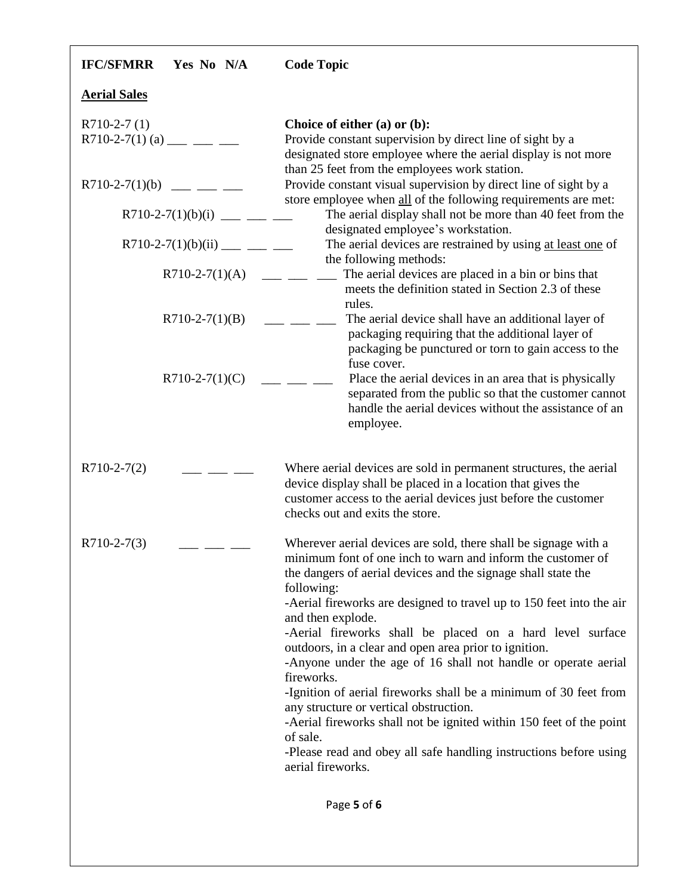| IFC/SFMRR | Yes | No | N/A | Code Topic |
|---|---|---|---|---|
| **Aerial Sales** | | | | |
| R710-2-7 (1) | | | | **Choice of either (a) or (b):** |
| R710-2-7(1) (a) | ___ | ___ | ___ | Provide constant supervision by direct line of sight by a designated store employee where the aerial display is not more than 25 feet from the employees work station. |
| R710-2-7(1)(b) | ___ | ___ | ___ | Provide constant visual supervision by direct line of sight by a store employee when all of the following requirements are met: |
| R710-2-7(1)(b)(i) | ___ | ___ | ___ | The aerial display shall not be more than 40 feet from the designated employee's workstation. |
| R710-2-7(1)(b)(ii) | ___ | ___ | ___ | The aerial devices are restrained by using at least one of the following methods: |
| R710-2-7(1)(A) | ___ | ___ | ___ | The aerial devices are placed in a bin or bins that meets the definition stated in Section 2.3 of these rules. |
| R710-2-7(1)(B) | ___ | ___ | ___ | The aerial device shall have an additional layer of packaging requiring that the additional layer of packaging be punctured or torn to gain access to the fuse cover. |
| R710-2-7(1)(C) | ___ | ___ | ___ | Place the aerial devices in an area that is physically separated from the public so that the customer cannot handle the aerial devices without the assistance of an employee. |
| R710-2-7(2) | ___ | ___ | ___ | Where aerial devices are sold in permanent structures, the aerial device display shall be placed in a location that gives the customer access to the aerial devices just before the customer checks out and exits the store. |
| R710-2-7(3) | ___ | ___ | ___ | Wherever aerial devices are sold, there shall be signage with a minimum font of one inch to warn and inform the customer of the dangers of aerial devices and the signage shall state the following:<br>-Aerial fireworks are designed to travel up to 150 feet into the air and then explode.<br>-Aerial fireworks shall be placed on a hard level surface outdoors, in a clear and open area prior to ignition.<br>-Anyone under the age of 16 shall not handle or operate aerial fireworks.<br>-Ignition of aerial fireworks shall be a minimum of 30 feet from any structure or vertical obstruction.<br>-Aerial fireworks shall not be ignited within 150 feet of the point of sale.<br>-Please read and obey all safe handling instructions before using aerial fireworks. |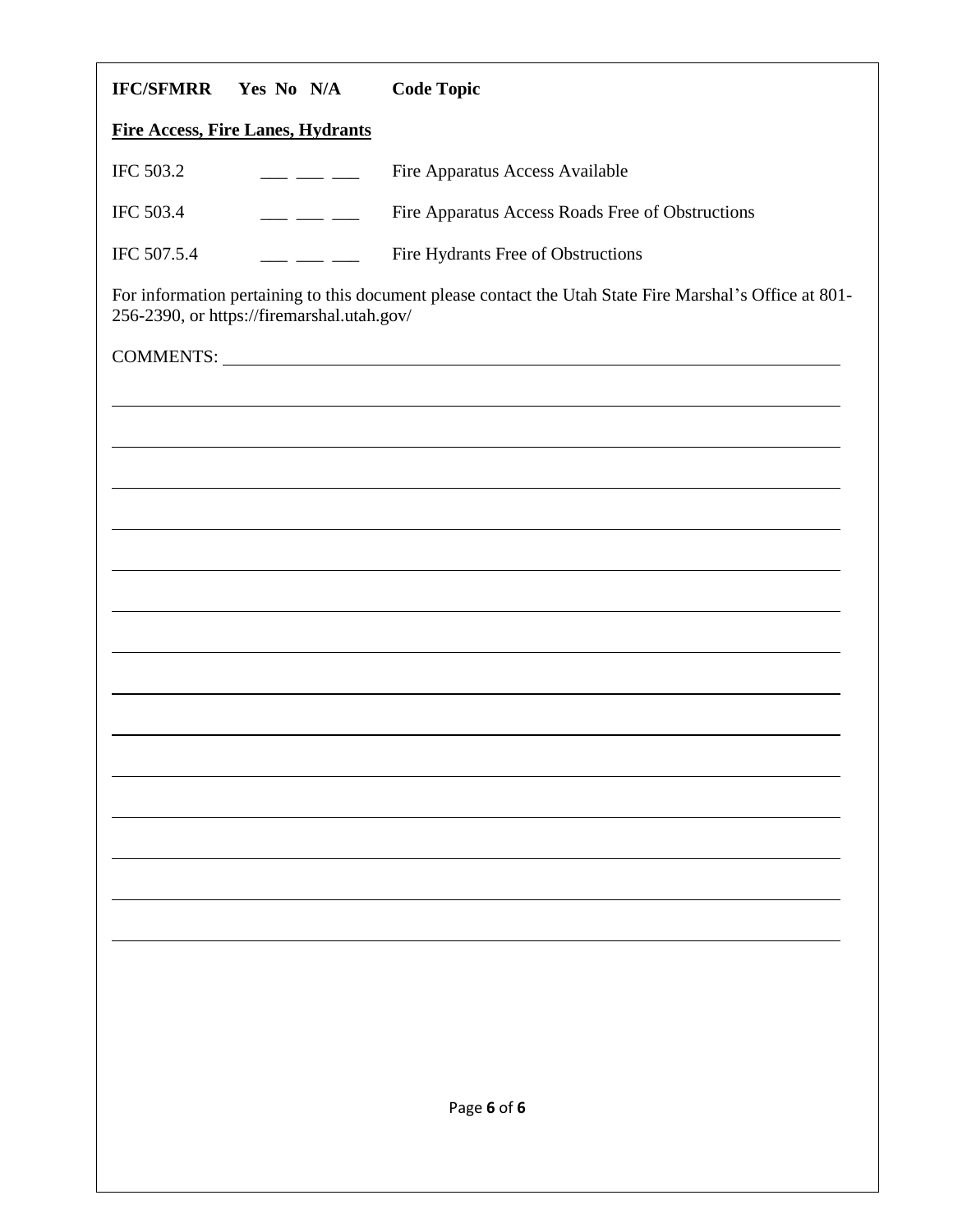| IFC/SFMRR | Yes No N/A | Code Topic |
|---|---|---|
| **Fire Access, Fire Lanes, Hydrants** | | |
| IFC 503.2 | ___ ___ ___ | Fire Apparatus Access Available |
| IFC 503.4 | ___ ___ ___ | Fire Apparatus Access Roads Free of Obstructions |
| IFC 507.5.4 | ___ ___ ___ | Fire Hydrants Free of Obstructions |

For information pertaining to this document please contact the Utah State Fire Marshal's Office at 801-256-2390, or https://firemarshal.utah.gov/

COMMENTS: ______________________________________________________________

______________________________________________________________________

______________________________________________________________________

______________________________________________________________________

______________________________________________________________________

______________________________________________________________________

______________________________________________________________________

______________________________________________________________________

______________________________________________________________________

______________________________________________________________________

______________________________________________________________________

______________________________________________________________________

______________________________________________________________________

______________________________________________________________________

______________________________________________________________________